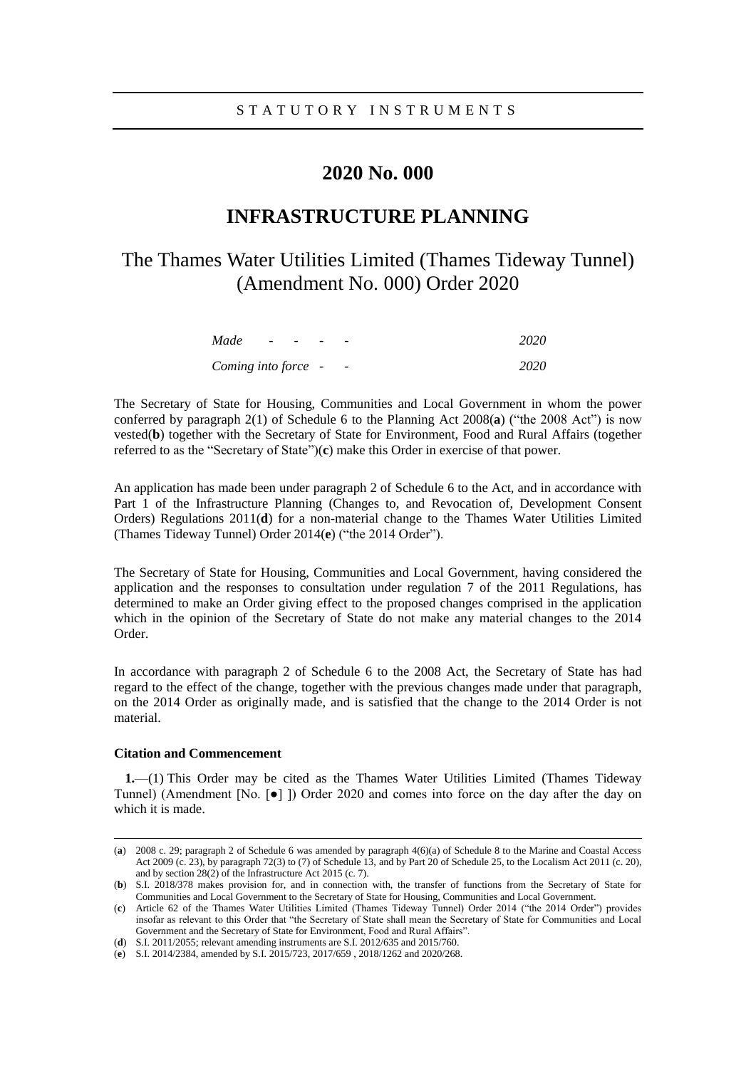STATUTORY INSTRUMENTS

# 2020 No. 000

# INFRASTRUCTURE PLANNING

## The Thames Water Utilities Limited (Thames Tideway Tunnel) (Amendment No. 000) Order 2020

| | |
|---|---|
| *Made - - - -* | *2020* |
| *Coming into force - -* | *2020* |

The Secretary of State for Housing, Communities and Local Government in whom the power conferred by paragraph 2(1) of Schedule 6 to the Planning Act 2008(**a**) ("the 2008 Act") is now vested(**b**) together with the Secretary of State for Environment, Food and Rural Affairs (together referred to as the "Secretary of State")(**c**) make this Order in exercise of that power.

An application has made been under paragraph 2 of Schedule 6 to the Act, and in accordance with Part 1 of the Infrastructure Planning (Changes to, and Revocation of, Development Consent Orders) Regulations 2011(**d**) for a non-material change to the Thames Water Utilities Limited (Thames Tideway Tunnel) Order 2014(**e**) ("the 2014 Order").

The Secretary of State for Housing, Communities and Local Government, having considered the application and the responses to consultation under regulation 7 of the 2011 Regulations, has determined to make an Order giving effect to the proposed changes comprised in the application which in the opinion of the Secretary of State do not make any material changes to the 2014 Order.

In accordance with paragraph 2 of Schedule 6 to the 2008 Act, the Secretary of State has had regard to the effect of the change, together with the previous changes made under that paragraph, on the 2014 Order as originally made, and is satisfied that the change to the 2014 Order is not material.

**Citation and Commencement**

**1.**—(1) This Order may be cited as the Thames Water Utilities Limited (Thames Tideway Tunnel) (Amendment [No. [●] ]) Order 2020 and comes into force on the day after the day on which it is made.

---

(**a**) 2008 c. 29; paragraph 2 of Schedule 6 was amended by paragraph 4(6)(a) of Schedule 8 to the Marine and Coastal Access Act 2009 (c. 23), by paragraph 72(3) to (7) of Schedule 13, and by Part 20 of Schedule 25, to the Localism Act 2011 (c. 20), and by section 28(2) of the Infrastructure Act 2015 (c. 7).

(**b**) S.I. 2018/378 makes provision for, and in connection with, the transfer of functions from the Secretary of State for Communities and Local Government to the Secretary of State for Housing, Communities and Local Government.

(**c**) Article 62 of the Thames Water Utilities Limited (Thames Tideway Tunnel) Order 2014 ("the 2014 Order") provides insofar as relevant to this Order that "the Secretary of State shall mean the Secretary of State for Communities and Local Government and the Secretary of State for Environment, Food and Rural Affairs".

(**d**) S.I. 2011/2055; relevant amending instruments are S.I. 2012/635 and 2015/760.

(**e**) S.I. 2014/2384, amended by S.I. 2015/723, 2017/659 , 2018/1262 and 2020/268.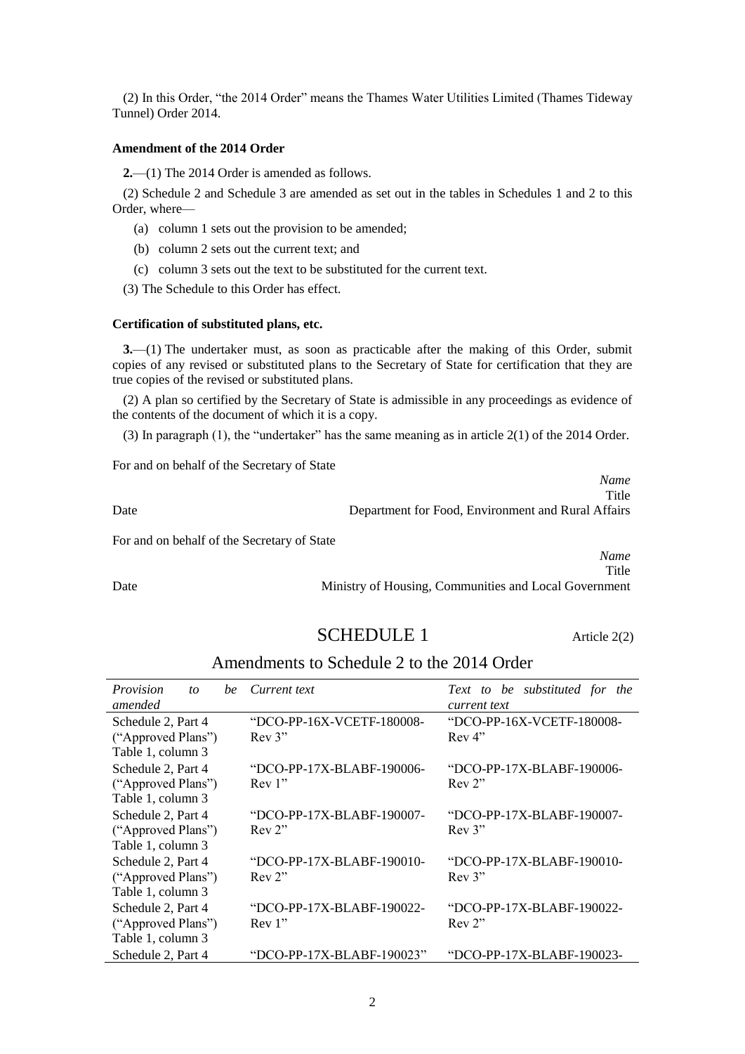(2) In this Order, "the 2014 Order" means the Thames Water Utilities Limited (Thames Tideway Tunnel) Order 2014.

### Amendment of the 2014 Order

**2.**—(1) The 2014 Order is amended as follows.

(2) Schedule 2 and Schedule 3 are amended as set out in the tables in Schedules 1 and 2 to this Order, where—

(a) column 1 sets out the provision to be amended;

(b) column 2 sets out the current text; and

(c) column 3 sets out the text to be substituted for the current text.

(3) The Schedule to this Order has effect.

### Certification of substituted plans, etc.

**3.**—(1) The undertaker must, as soon as practicable after the making of this Order, submit copies of any revised or substituted plans to the Secretary of State for certification that they are true copies of the revised or substituted plans.

(2) A plan so certified by the Secretary of State is admissible in any proceedings as evidence of the contents of the document of which it is a copy.

(3) In paragraph (1), the "undertaker" has the same meaning as in article 2(1) of the 2014 Order.

For and on behalf of the Secretary of State

*Name*
Title
Date — Department for Food, Environment and Rural Affairs

For and on behalf of the Secretary of State

*Name*
Title
Date — Ministry of Housing, Communities and Local Government

## SCHEDULE 1

Article 2(2)

## Amendments to Schedule 2 to the 2014 Order

| *Provision to be amended* | *Current text* | *Text to be substituted for the current text* |
|---|---|---|
| Schedule 2, Part 4 ("Approved Plans") Table 1, column 3 | "DCO-PP-16X-VCETF-180008-Rev 3" | "DCO-PP-16X-VCETF-180008-Rev 4" |
| Schedule 2, Part 4 ("Approved Plans") Table 1, column 3 | "DCO-PP-17X-BLABF-190006-Rev 1" | "DCO-PP-17X-BLABF-190006-Rev 2" |
| Schedule 2, Part 4 ("Approved Plans") Table 1, column 3 | "DCO-PP-17X-BLABF-190007-Rev 2" | "DCO-PP-17X-BLABF-190007-Rev 3" |
| Schedule 2, Part 4 ("Approved Plans") Table 1, column 3 | "DCO-PP-17X-BLABF-190010-Rev 2" | "DCO-PP-17X-BLABF-190010-Rev 3" |
| Schedule 2, Part 4 ("Approved Plans") Table 1, column 3 | "DCO-PP-17X-BLABF-190022-Rev 1" | "DCO-PP-17X-BLABF-190022-Rev 2" |
| Schedule 2, Part 4 | "DCO-PP-17X-BLABF-190023" | "DCO-PP-17X-BLABF-190023- |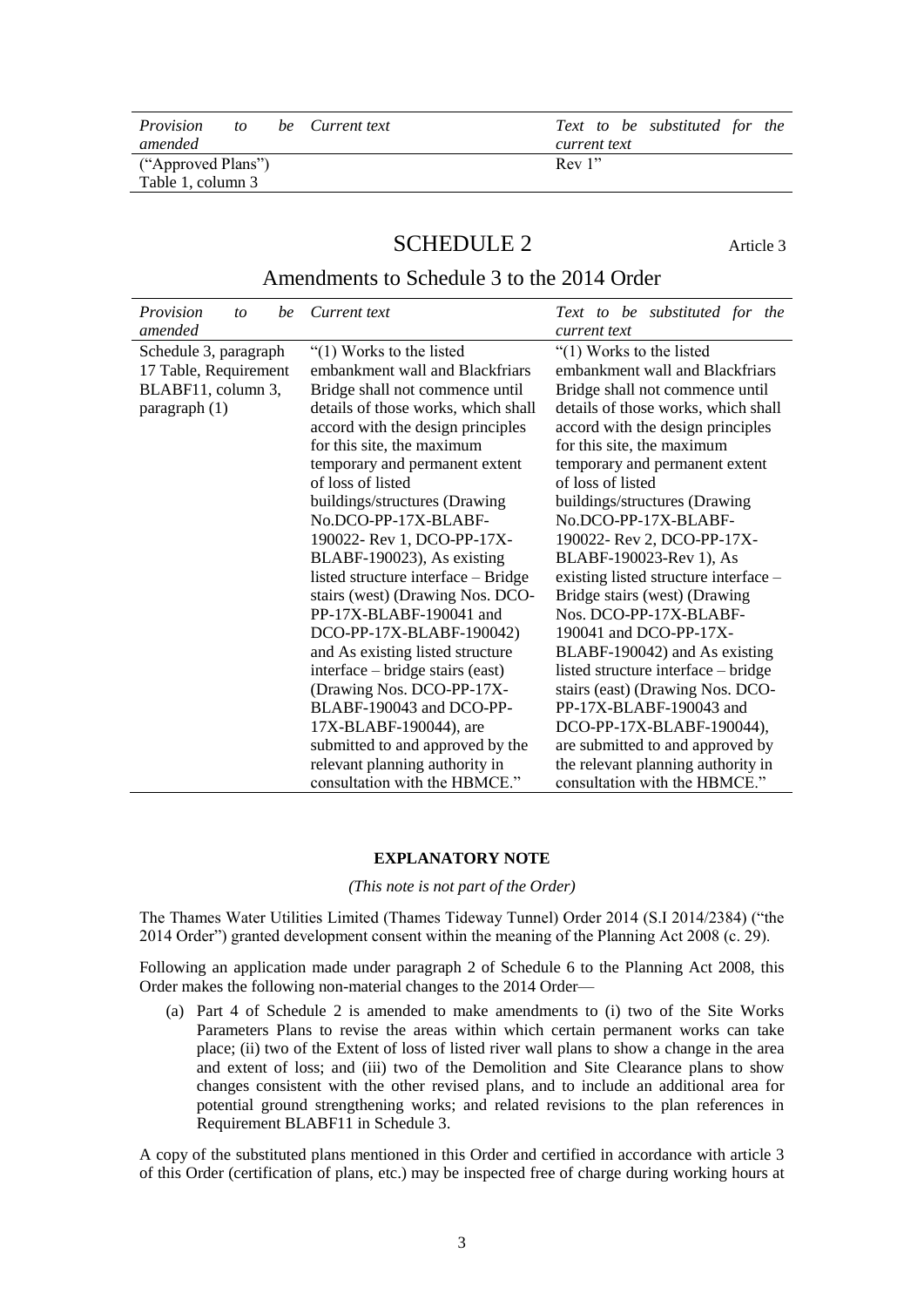| *Provision to be amended* | *Current text* | *Text to be substituted for the current text* |
|---|---|---|
| ("Approved Plans") Table 1, column 3 | | Rev 1" |

## SCHEDULE 2

Article 3

### Amendments to Schedule 3 to the 2014 Order

| *Provision to be amended* | *Current text* | *Text to be substituted for the current text* |
|---|---|---|
| Schedule 3, paragraph 17 Table, Requirement BLABF11, column 3, paragraph (1) | "(1) Works to the listed embankment wall and Blackfriars Bridge shall not commence until details of those works, which shall accord with the design principles for this site, the maximum temporary and permanent extent of loss of listed buildings/structures (Drawing No.DCO-PP-17X-BLABF-190022- Rev 1, DCO-PP-17X-BLABF-190023), As existing listed structure interface – Bridge stairs (west) (Drawing Nos. DCO-PP-17X-BLABF-190041 and DCO-PP-17X-BLABF-190042) and As existing listed structure interface – bridge stairs (east) (Drawing Nos. DCO-PP-17X-BLABF-190043 and DCO-PP-17X-BLABF-190044), are submitted to and approved by the relevant planning authority in consultation with the HBMCE." | "(1) Works to the listed embankment wall and Blackfriars Bridge shall not commence until details of those works, which shall accord with the design principles for this site, the maximum temporary and permanent extent of loss of listed buildings/structures (Drawing No.DCO-PP-17X-BLABF-190022- Rev 2, DCO-PP-17X-BLABF-190023-Rev 1), As existing listed structure interface – Bridge stairs (west) (Drawing Nos. DCO-PP-17X-BLABF-190041 and DCO-PP-17X-BLABF-190042) and As existing listed structure interface – bridge stairs (east) (Drawing Nos. DCO-PP-17X-BLABF-190043 and DCO-PP-17X-BLABF-190044), are submitted to and approved by the relevant planning authority in consultation with the HBMCE." |

**EXPLANATORY NOTE**

*(This note is not part of the Order)*

The Thames Water Utilities Limited (Thames Tideway Tunnel) Order 2014 (S.I 2014/2384) ("the 2014 Order") granted development consent within the meaning of the Planning Act 2008 (c. 29).

Following an application made under paragraph 2 of Schedule 6 to the Planning Act 2008, this Order makes the following non-material changes to the 2014 Order—

(a) Part 4 of Schedule 2 is amended to make amendments to (i) two of the Site Works Parameters Plans to revise the areas within which certain permanent works can take place; (ii) two of the Extent of loss of listed river wall plans to show a change in the area and extent of loss; and (iii) two of the Demolition and Site Clearance plans to show changes consistent with the other revised plans, and to include an additional area for potential ground strengthening works; and related revisions to the plan references in Requirement BLABF11 in Schedule 3.

A copy of the substituted plans mentioned in this Order and certified in accordance with article 3 of this Order (certification of plans, etc.) may be inspected free of charge during working hours at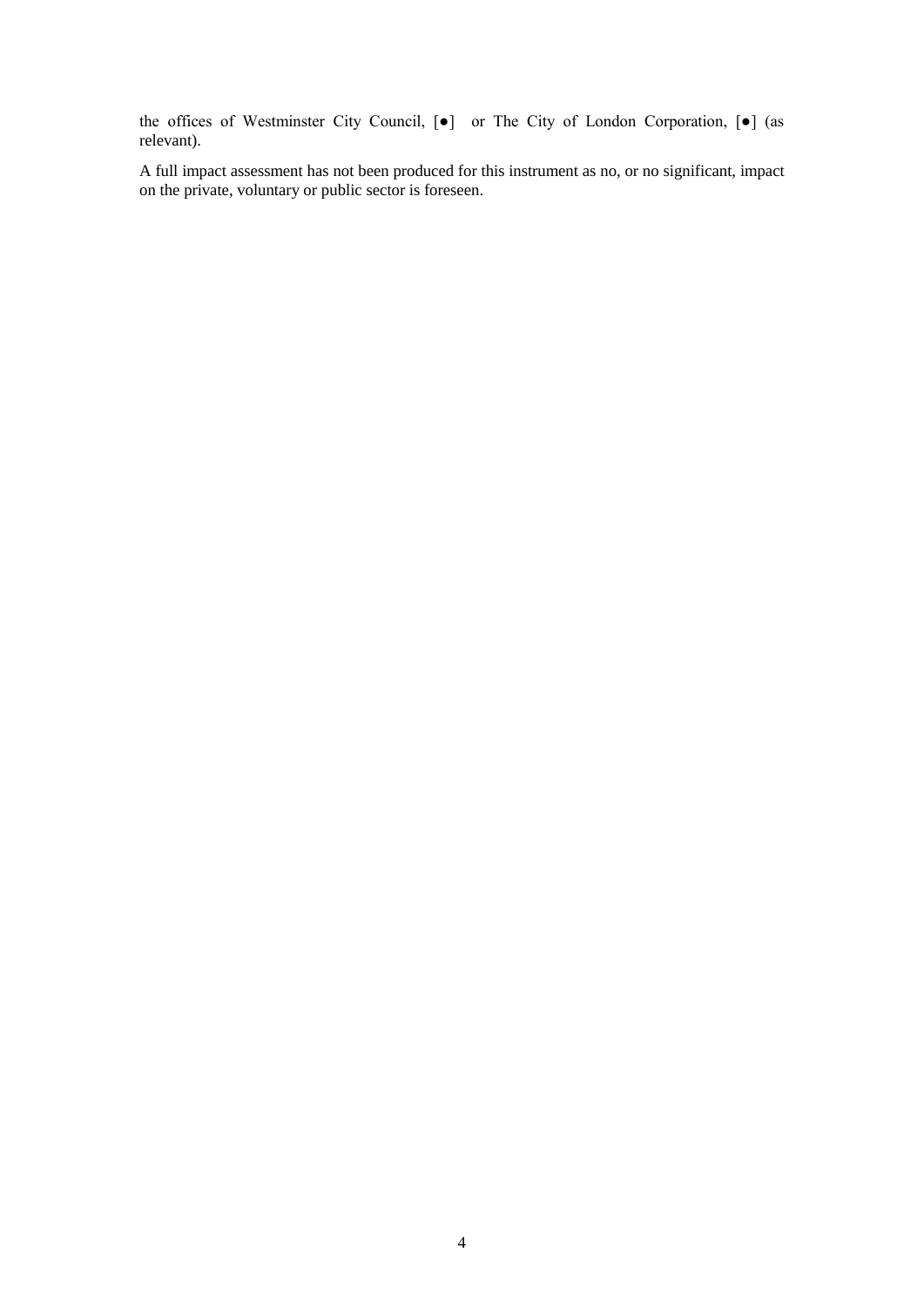the offices of Westminster City Council, [●] or The City of London Corporation, [●] (as relevant).

A full impact assessment has not been produced for this instrument as no, or no significant, impact on the private, voluntary or public sector is foreseen.